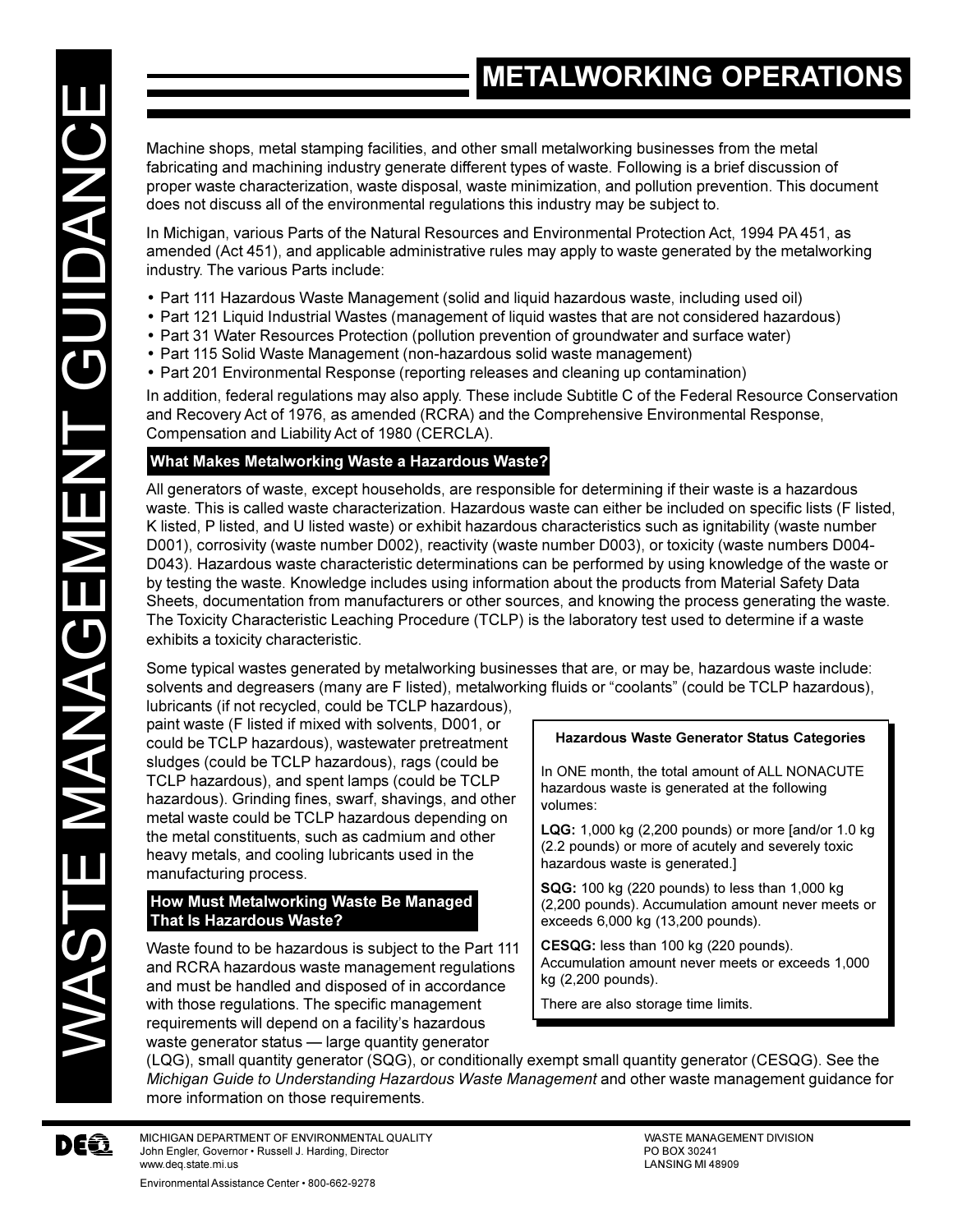# METALWORKING OPERATIONS

Machine shops, metal stamping facilities, and other small metalworking businesses from the metal fabricating and machining industry generate different types of waste. Following is a brief discussion of proper waste characterization, waste disposal, waste minimization, and pollution prevention. This document does not discuss all of the environmental regulations this industry may be subject to.

In Michigan, various Parts of the Natural Resources and Environmental Protection Act, 1994 PA 451, as amended (Act 451), and applicable administrative rules may apply to waste generated by the metalworking industry. The various Parts include:

- Part 111 Hazardous Waste Management (solid and liquid hazardous waste, including used oil)
- Part 121 Liquid Industrial Wastes (management of liquid wastes that are not considered hazardous)
- Part 31 Water Resources Protection (pollution prevention of groundwater and surface water)
- Part 115 Solid Waste Management (non-hazardous solid waste management)
- Part 201 Environmental Response (reporting releases and cleaning up contamination)

In addition, federal regulations may also apply. These include Subtitle C of the Federal Resource Conservation and Recovery Act of 1976, as amended (RCRA) and the Comprehensive Environmental Response, Compensation and Liability Act of 1980 (CERCLA).

## What Makes Metalworking Waste a Hazardous Waste?

All generators of waste, except households, are responsible for determining if their waste is a hazardous waste. This is called waste characterization. Hazardous waste can either be included on specific lists (F listed, K listed, P listed, and U listed waste) or exhibit hazardous characteristics such as ignitability (waste number D001), corrosivity (waste number D002), reactivity (waste number D003), or toxicity (waste numbers D004-D043). Hazardous waste characteristic determinations can be performed by using knowledge of the waste or by testing the waste. Knowledge includes using information about the products from Material Safety Data Sheets, documentation from manufacturers or other sources, and knowing the process generating the waste. The Toxicity Characteristic Leaching Procedure (TCLP) is the laboratory test used to determine if a waste exhibits a toxicity characteristic.

Some typical wastes generated by metalworking businesses that are, or may be, hazardous waste include: solvents and degreasers (many are F listed), metalworking fluids or "coolants" (could be TCLP hazardous), lubricants (if not recycled, could be TCLP hazardous), paint waste (F listed if mixed with solvents, D001, or could be TCLP hazardous), wastewater pretreatment sludges (could be TCLP hazardous), rags (could be TCLP hazardous), and spent lamps (could be TCLP hazardous). Grinding fines, swarf, shavings, and other metal waste could be TCLP hazardous depending on the metal constituents, such as cadmium and other heavy metals, and cooling lubricants used in the manufacturing process.

> **Hazardous Waste Generator Status Categories**
>
> In ONE month, the total amount of ALL NONACUTE hazardous waste is generated at the following volumes:
>
> **LQG:** 1,000 kg (2,200 pounds) or more [and/or 1.0 kg (2.2 pounds) or more of acutely and severely toxic hazardous waste is generated.]
>
> **SQG:** 100 kg (220 pounds) to less than 1,000 kg (2,200 pounds). Accumulation amount never meets or exceeds 6,000 kg (13,200 pounds).
>
> **CESQG:** less than 100 kg (220 pounds). Accumulation amount never meets or exceeds 1,000 kg (2,200 pounds).
>
> There are also storage time limits.

## How Must Metalworking Waste Be Managed That Is Hazardous Waste?

Waste found to be hazardous is subject to the Part 111 and RCRA hazardous waste management regulations and must be handled and disposed of in accordance with those regulations. The specific management requirements will depend on a facility's hazardous waste generator status — large quantity generator (LQG), small quantity generator (SQG), or conditionally exempt small quantity generator (CESQG). See the *Michigan Guide to Understanding Hazardous Waste Management* and other waste management guidance for more information on those requirements.

MICHIGAN DEPARTMENT OF ENVIRONMENTAL QUALITY
John Engler, Governor • Russell J. Harding, Director
www.deq.state.mi.us

Environmental Assistance Center • 800-662-9278

WASTE MANAGEMENT DIVISION
PO BOX 30241
LANSING MI 48909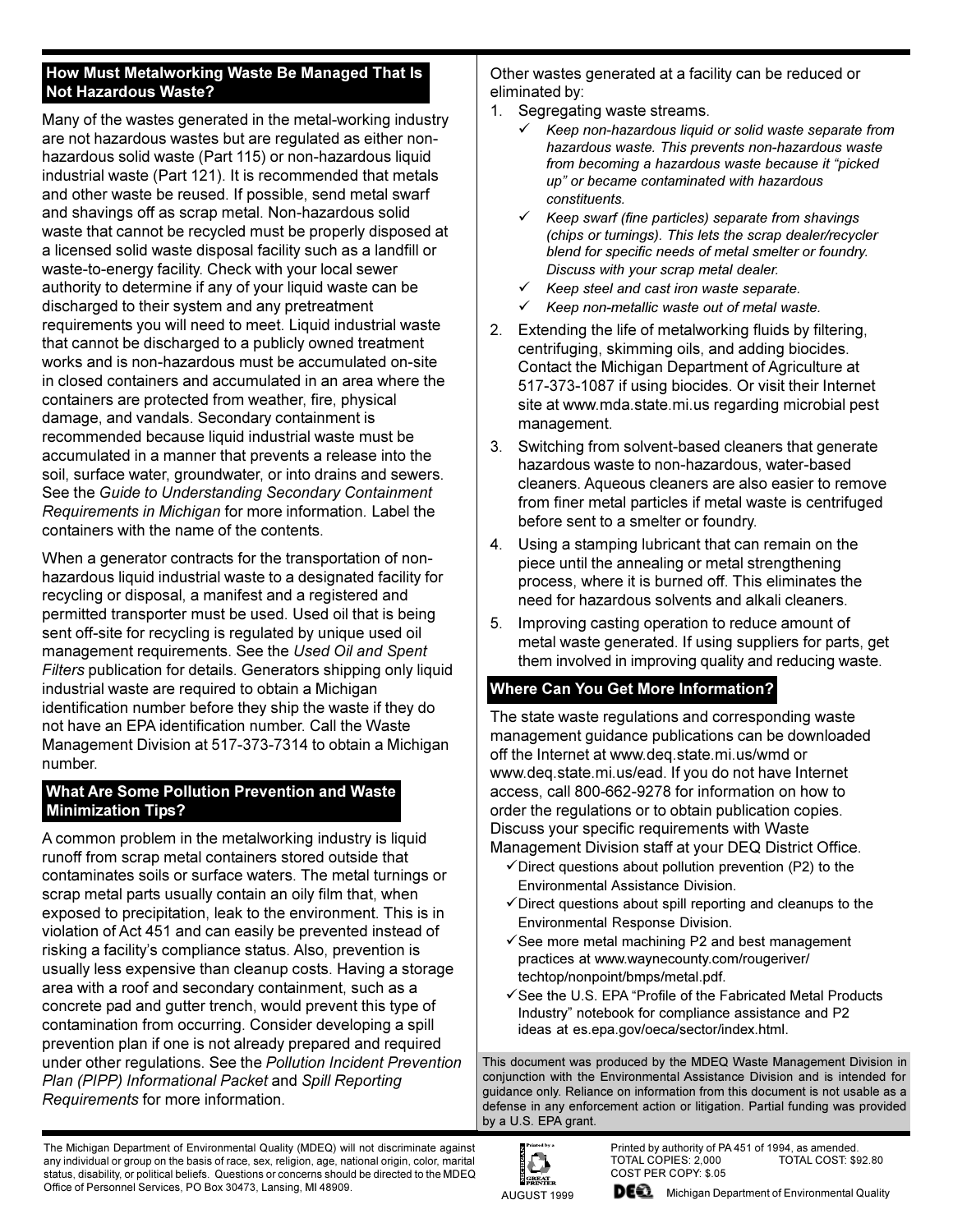## How Must Metalworking Waste Be Managed That Is Not Hazardous Waste?

Many of the wastes generated in the metal-working industry are not hazardous wastes but are regulated as either non-hazardous solid waste (Part 115) or non-hazardous liquid industrial waste (Part 121). It is recommended that metals and other waste be reused. If possible, send metal swarf and shavings off as scrap metal. Non-hazardous solid waste that cannot be recycled must be properly disposed at a licensed solid waste disposal facility such as a landfill or waste-to-energy facility. Check with your local sewer authority to determine if any of your liquid waste can be discharged to their system and any pretreatment requirements you will need to meet. Liquid industrial waste that cannot be discharged to a publicly owned treatment works and is non-hazardous must be accumulated on-site in closed containers and accumulated in an area where the containers are protected from weather, fire, physical damage, and vandals. Secondary containment is recommended because liquid industrial waste must be accumulated in a manner that prevents a release into the soil, surface water, groundwater, or into drains and sewers. See the *Guide to Understanding Secondary Containment Requirements in Michigan* for more information. Label the containers with the name of the contents.

When a generator contracts for the transportation of non-hazardous liquid industrial waste to a designated facility for recycling or disposal, a manifest and a registered and permitted transporter must be used. Used oil that is being sent off-site for recycling is regulated by unique used oil management requirements. See the *Used Oil and Spent Filters* publication for details. Generators shipping only liquid industrial waste are required to obtain a Michigan identification number before they ship the waste if they do not have an EPA identification number. Call the Waste Management Division at 517-373-7314 to obtain a Michigan number.

## What Are Some Pollution Prevention and Waste Minimization Tips?

A common problem in the metalworking industry is liquid runoff from scrap metal containers stored outside that contaminates soils or surface waters. The metal turnings or scrap metal parts usually contain an oily film that, when exposed to precipitation, leak to the environment. This is in violation of Act 451 and can easily be prevented instead of risking a facility's compliance status. Also, prevention is usually less expensive than cleanup costs. Having a storage area with a roof and secondary containment, such as a concrete pad and gutter trench, would prevent this type of contamination from occurring. Consider developing a spill prevention plan if one is not already prepared and required under other regulations. See the *Pollution Incident Prevention Plan (PIPP) Informational Packet* and *Spill Reporting Requirements* for more information.

Other wastes generated at a facility can be reduced or eliminated by:

1. Segregating waste streams.
   - ✓ *Keep non-hazardous liquid or solid waste separate from hazardous waste. This prevents non-hazardous waste from becoming a hazardous waste because it "picked up" or became contaminated with hazardous constituents.*
   - ✓ *Keep swarf (fine particles) separate from shavings (chips or turnings). This lets the scrap dealer/recycler blend for specific needs of metal smelter or foundry. Discuss with your scrap metal dealer.*
   - ✓ *Keep steel and cast iron waste separate.*
   - ✓ *Keep non-metallic waste out of metal waste.*
2. Extending the life of metalworking fluids by filtering, centrifuging, skimming oils, and adding biocides. Contact the Michigan Department of Agriculture at 517-373-1087 if using biocides. Or visit their Internet site at www.mda.state.mi.us regarding microbial pest management.
3. Switching from solvent-based cleaners that generate hazardous waste to non-hazardous, water-based cleaners. Aqueous cleaners are also easier to remove from finer metal particles if metal waste is centrifuged before sent to a smelter or foundry.
4. Using a stamping lubricant that can remain on the piece until the annealing or metal strengthening process, where it is burned off. This eliminates the need for hazardous solvents and alkali cleaners.
5. Improving casting operation to reduce amount of metal waste generated. If using suppliers for parts, get them involved in improving quality and reducing waste.

## Where Can You Get More Information?

The state waste regulations and corresponding waste management guidance publications can be downloaded off the Internet at www.deq.state.mi.us/wmd or www.deq.state.mi.us/ead. If you do not have Internet access, call 800-662-9278 for information on how to order the regulations or to obtain publication copies. Discuss your specific requirements with Waste Management Division staff at your DEQ District Office.

- ✓ Direct questions about pollution prevention (P2) to the Environmental Assistance Division.
- ✓ Direct questions about spill reporting and cleanups to the Environmental Response Division.
- ✓ See more metal machining P2 and best management practices at www.waynecounty.com/rougeriver/techtop/nonpoint/bmps/metal.pdf.
- ✓ See the U.S. EPA "Profile of the Fabricated Metal Products Industry" notebook for compliance assistance and P2 ideas at es.epa.gov/oeca/sector/index.html.

This document was produced by the MDEQ Waste Management Division in conjunction with the Environmental Assistance Division and is intended for guidance only. Reliance on information from this document is not usable as a defense in any enforcement action or litigation. Partial funding was provided by a U.S. EPA grant.

The Michigan Department of Environmental Quality (MDEQ) will not discriminate against any individual or group on the basis of race, sex, religion, age, national origin, color, marital status, disability, or political beliefs. Questions or concerns should be directed to the MDEQ Office of Personnel Services, PO Box 30473, Lansing, MI 48909.

Printed by a Michigan Great Printer

AUGUST 1999

Printed by authority of PA 451 of 1994, as amended.
TOTAL COPIES: 2,000 TOTAL COST: $92.80
COST PER COPY: $.05

DEQ Michigan Department of Environmental Quality